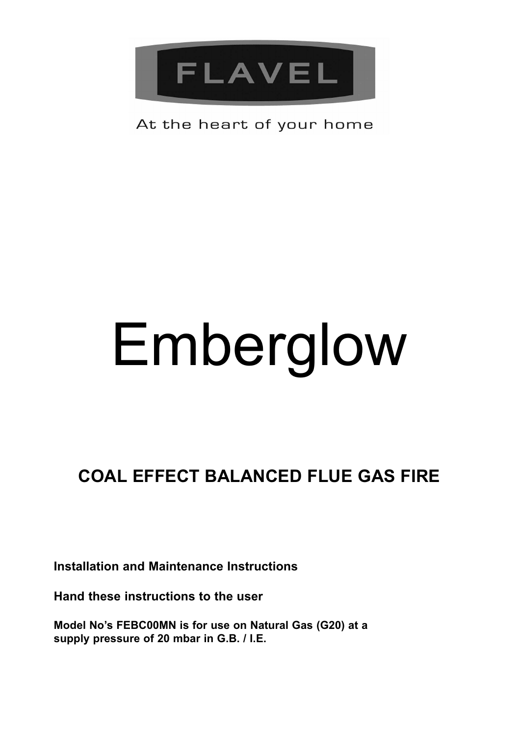FLAVEL

At the heart of your home

# Emberglow

## COAL EFFECT BALANCED FLUE GAS FIRE

**Installation and Maintenance Instructions**

**Hand these instructions to the user**

**Model No's FEBC00MN is for use on Natural Gas (G20) at a supply pressure of 20 mbar in G.B. / I.E.**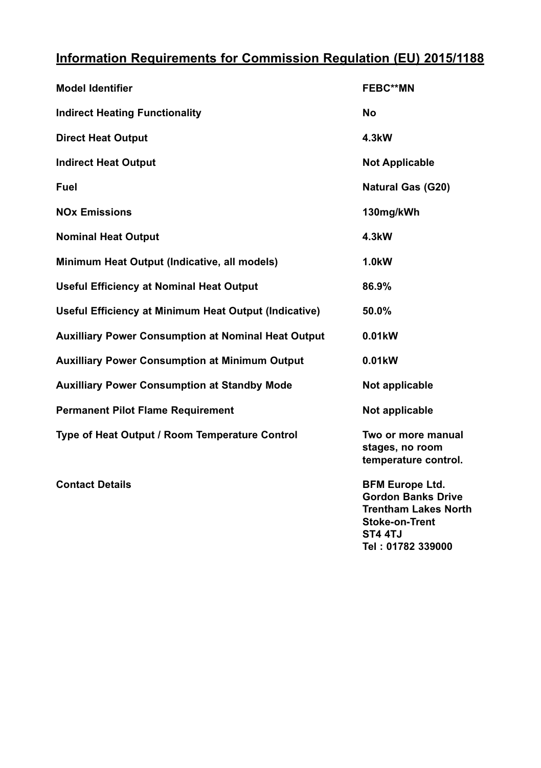# Information Requirements for Commission Regulation (EU) 2015/1188

| | |
|---|---|
| **Model Identifier** | **FEBC**MN** |
| **Indirect Heating Functionality** | **No** |
| **Direct Heat Output** | **4.3kW** |
| **Indirect Heat Output** | **Not Applicable** |
| **Fuel** | **Natural Gas (G20)** |
| **NOx Emissions** | **130mg/kWh** |
| **Nominal Heat Output** | **4.3kW** |
| **Minimum Heat Output (Indicative, all models)** | **1.0kW** |
| **Useful Efficiency at Nominal Heat Output** | **86.9%** |
| **Useful Efficiency at Minimum Heat Output (Indicative)** | **50.0%** |
| **Auxilliary Power Consumption at Nominal Heat Output** | **0.01kW** |
| **Auxilliary Power Consumption at Minimum Output** | **0.01kW** |
| **Auxilliary Power Consumption at Standby Mode** | **Not applicable** |
| **Permanent Pilot Flame Requirement** | **Not applicable** |
| **Type of Heat Output / Room Temperature Control** | **Two or more manual stages, no room temperature control.** |
| **Contact Details** | **BFM Europe Ltd.<br>Gordon Banks Drive<br>Trentham Lakes North<br>Stoke-on-Trent<br>ST4 4TJ<br>Tel : 01782 339000** |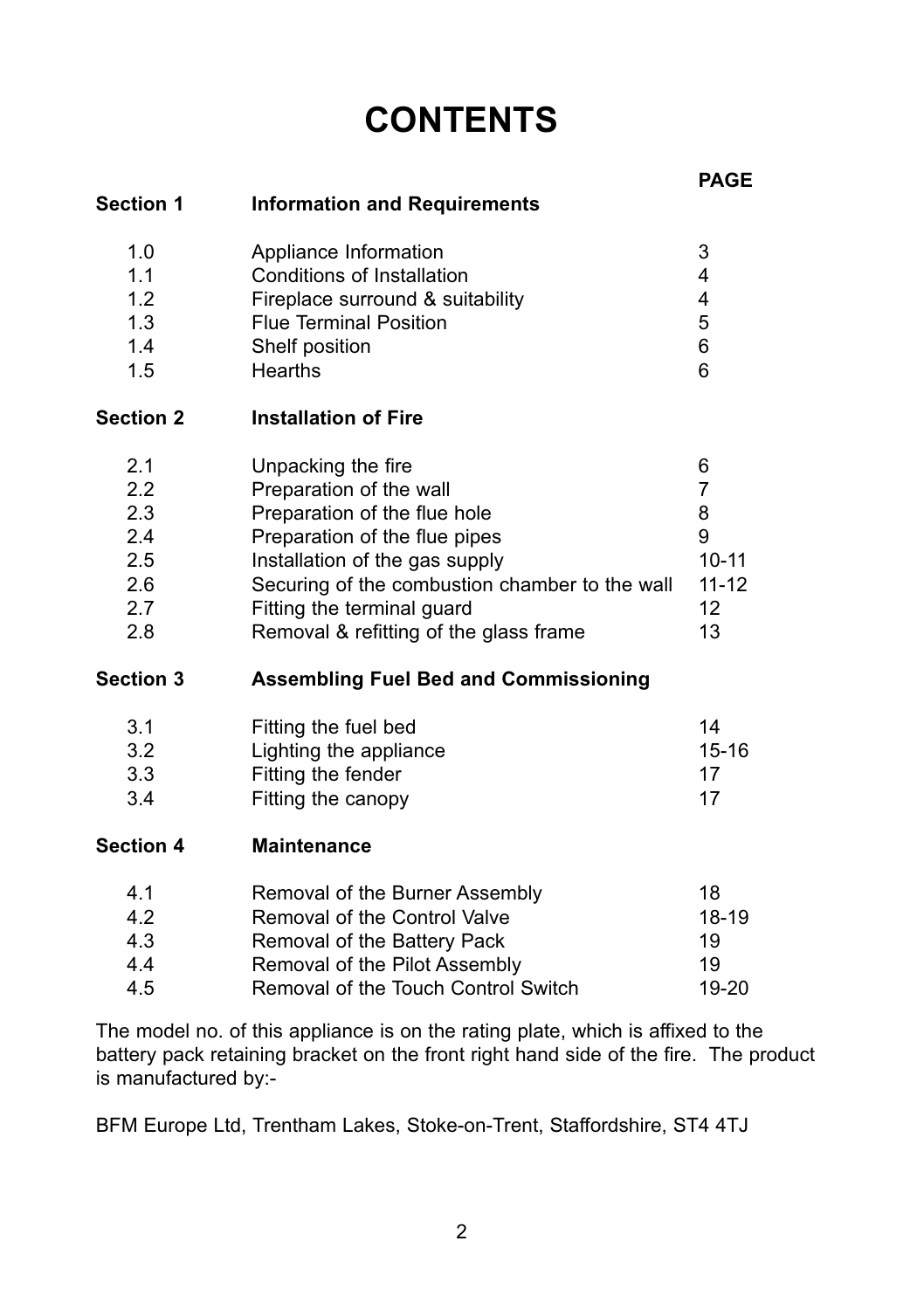# CONTENTS

| | | PAGE |
|---|---|---|
| **Section 1** | **Information and Requirements** | |
| 1.0 | Appliance Information | 3 |
| 1.1 | Conditions of Installation | 4 |
| 1.2 | Fireplace surround & suitability | 4 |
| 1.3 | Flue Terminal Position | 5 |
| 1.4 | Shelf position | 6 |
| 1.5 | Hearths | 6 |
| **Section 2** | **Installation of Fire** | |
| 2.1 | Unpacking the fire | 6 |
| 2.2 | Preparation of the wall | 7 |
| 2.3 | Preparation of the flue hole | 8 |
| 2.4 | Preparation of the flue pipes | 9 |
| 2.5 | Installation of the gas supply | 10-11 |
| 2.6 | Securing of the combustion chamber to the wall | 11-12 |
| 2.7 | Fitting the terminal guard | 12 |
| 2.8 | Removal & refitting of the glass frame | 13 |
| **Section 3** | **Assembling Fuel Bed and Commissioning** | |
| 3.1 | Fitting the fuel bed | 14 |
| 3.2 | Lighting the appliance | 15-16 |
| 3.3 | Fitting the fender | 17 |
| 3.4 | Fitting the canopy | 17 |
| **Section 4** | **Maintenance** | |
| 4.1 | Removal of the Burner Assembly | 18 |
| 4.2 | Removal of the Control Valve | 18-19 |
| 4.3 | Removal of the Battery Pack | 19 |
| 4.4 | Removal of the Pilot Assembly | 19 |
| 4.5 | Removal of the Touch Control Switch | 19-20 |

The model no. of this appliance is on the rating plate, which is affixed to the battery pack retaining bracket on the front right hand side of the fire. The product is manufactured by:-

BFM Europe Ltd, Trentham Lakes, Stoke-on-Trent, Staffordshire, ST4 4TJ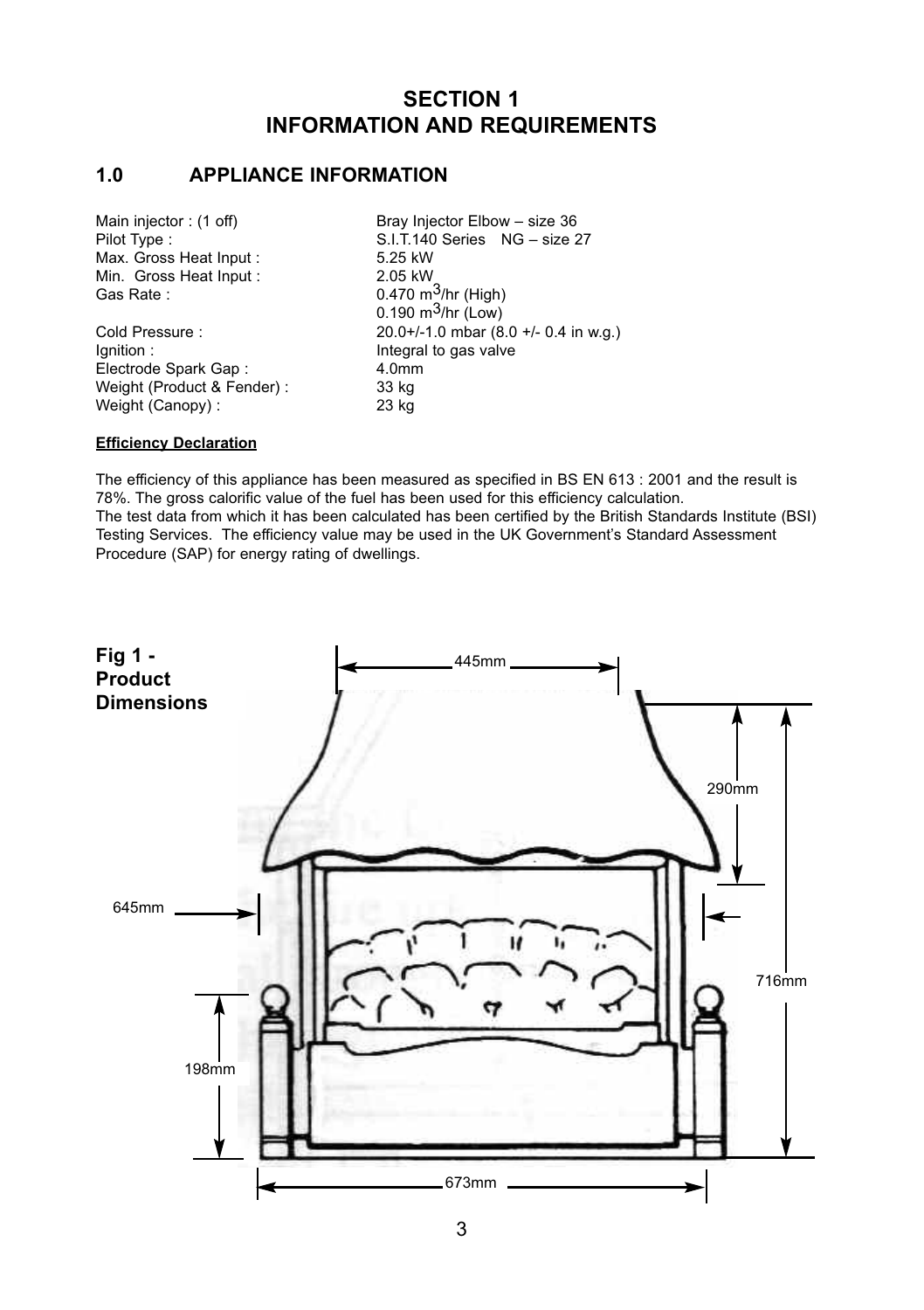# SECTION 1
# INFORMATION AND REQUIREMENTS

## 1.0 APPLIANCE INFORMATION

| | |
|---|---|
| Main injector : (1 off) | Bray Injector Elbow – size 36 |
| Pilot Type : | S.I.T.140 Series NG – size 27 |
| Max. Gross Heat Input : | 5.25 kW |
| Min. Gross Heat Input : | 2.05 kW |
| Gas Rate : | 0.470 $m^3$/hr (High)<br>0.190 $m^3$/hr (Low) |
| Cold Pressure : | 20.0+/-1.0 mbar (8.0 +/- 0.4 in w.g.) |
| Ignition : | Integral to gas valve |
| Electrode Spark Gap : | 4.0mm |
| Weight (Product & Fender) : | 33 kg |
| Weight (Canopy) : | 23 kg |

**Efficiency Declaration**

The efficiency of this appliance has been measured as specified in BS EN 613 : 2001 and the result is 78%. The gross calorific value of the fuel has been used for this efficiency calculation.
The test data from which it has been calculated has been certified by the British Standards Institute (BSI) Testing Services. The efficiency value may be used in the UK Government's Standard Assessment Procedure (SAP) for energy rating of dwellings.

**Fig 1 - Product Dimensions**

445mm, 290mm, 716mm, 645mm, 198mm, 673mm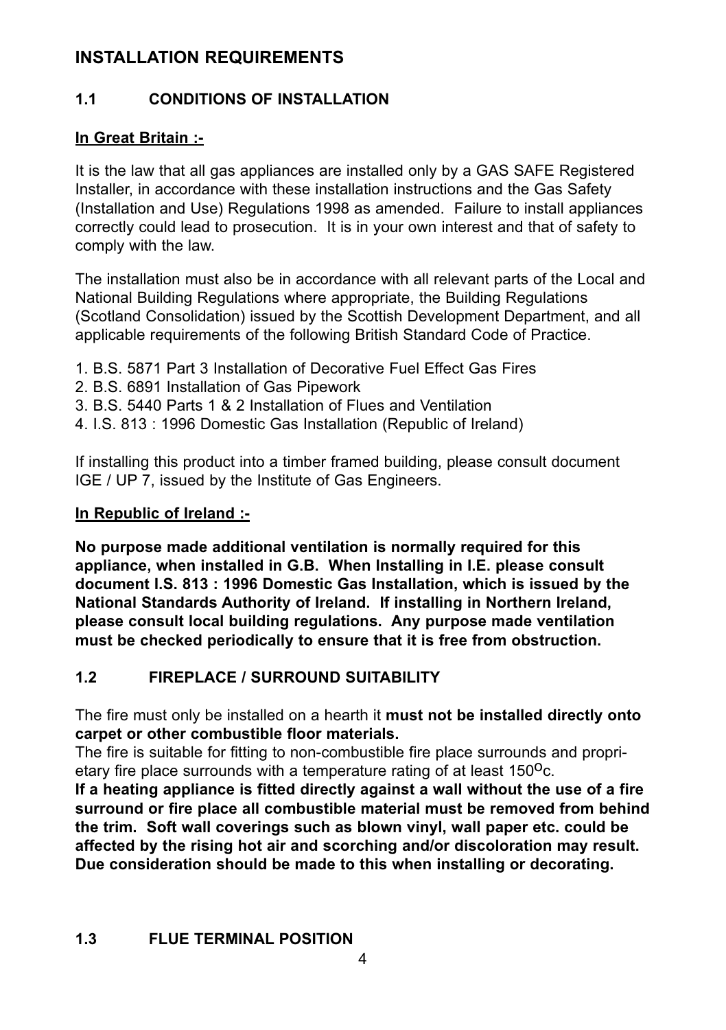## INSTALLATION REQUIREMENTS

### 1.1 CONDITIONS OF INSTALLATION

**In Great Britain :-**

It is the law that all gas appliances are installed only by a GAS SAFE Registered Installer, in accordance with these installation instructions and the Gas Safety (Installation and Use) Regulations 1998 as amended. Failure to install appliances correctly could lead to prosecution. It is in your own interest and that of safety to comply with the law.

The installation must also be in accordance with all relevant parts of the Local and National Building Regulations where appropriate, the Building Regulations (Scotland Consolidation) issued by the Scottish Development Department, and all applicable requirements of the following British Standard Code of Practice.

1. B.S. 5871 Part 3 Installation of Decorative Fuel Effect Gas Fires
2. B.S. 6891 Installation of Gas Pipework
3. B.S. 5440 Parts 1 & 2 Installation of Flues and Ventilation
4. I.S. 813 : 1996 Domestic Gas Installation (Republic of Ireland)

If installing this product into a timber framed building, please consult document IGE / UP 7, issued by the Institute of Gas Engineers.

**In Republic of Ireland :-**

**No purpose made additional ventilation is normally required for this appliance, when installed in G.B. When Installing in I.E. please consult document I.S. 813 : 1996 Domestic Gas Installation, which is issued by the National Standards Authority of Ireland. If installing in Northern Ireland, please consult local building regulations. Any purpose made ventilation must be checked periodically to ensure that it is free from obstruction.**

### 1.2 FIREPLACE / SURROUND SUITABILITY

The fire must only be installed on a hearth it **must not be installed directly onto carpet or other combustible floor materials.**

The fire is suitable for fitting to non-combustible fire place surrounds and proprietary fire place surrounds with a temperature rating of at least 150$^{o}$c.

**If a heating appliance is fitted directly against a wall without the use of a fire surround or fire place all combustible material must be removed from behind the trim. Soft wall coverings such as blown vinyl, wall paper etc. could be affected by the rising hot air and scorching and/or discoloration may result. Due consideration should be made to this when installing or decorating.**

### 1.3 FLUE TERMINAL POSITION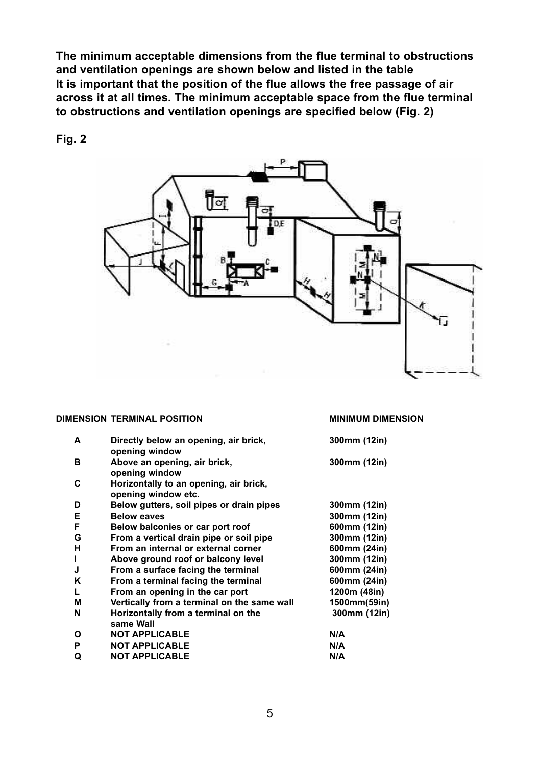**The minimum acceptable dimensions from the flue terminal to obstructions and ventilation openings are shown below and listed in the table**
**It is important that the position of the flue allows the free passage of air across it at all times. The minimum acceptable space from the flue terminal to obstructions and ventilation openings are specified below (Fig. 2)**

**Fig. 2**

| DIMENSION | TERMINAL POSITION | MINIMUM DIMENSION |
|---|---|---|
| A | Directly below an opening, air brick, opening window | 300mm (12in) |
| B | Above an opening, air brick, opening window | 300mm (12in) |
| C | Horizontally to an opening, air brick, opening window etc. | |
| D | Below gutters, soil pipes or drain pipes | 300mm (12in) |
| E | Below eaves | 300mm (12in) |
| F | Below balconies or car port roof | 600mm (12in) |
| G | From a vertical drain pipe or soil pipe | 300mm (12in) |
| H | From an internal or external corner | 600mm (24in) |
| I | Above ground roof or balcony level | 300mm (12in) |
| J | From a surface facing the terminal | 600mm (24in) |
| K | From a terminal facing the terminal | 600mm (24in) |
| L | From an opening in the car port | 1200m (48in) |
| M | Vertically from a terminal on the same wall | 1500mm(59in) |
| N | Horizontally from a terminal on the same Wall | 300mm (12in) |
| O | NOT APPLICABLE | N/A |
| P | NOT APPLICABLE | N/A |
| Q | NOT APPLICABLE | N/A |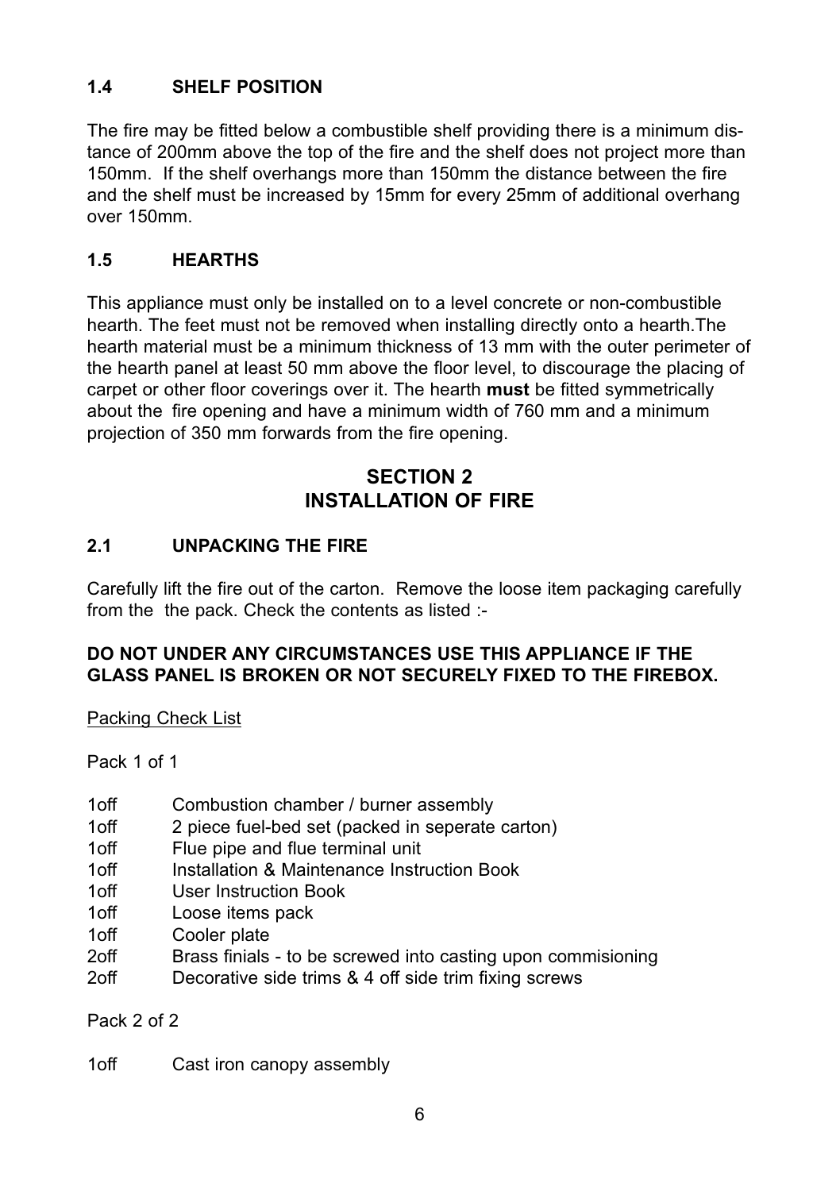### 1.4 SHELF POSITION

The fire may be fitted below a combustible shelf providing there is a minimum distance of 200mm above the top of the fire and the shelf does not project more than 150mm. If the shelf overhangs more than 150mm the distance between the fire and the shelf must be increased by 15mm for every 25mm of additional overhang over 150mm.

### 1.5 HEARTHS

This appliance must only be installed on to a level concrete or non-combustible hearth. The feet must not be removed when installing directly onto a hearth.The hearth material must be a minimum thickness of 13 mm with the outer perimeter of the hearth panel at least 50 mm above the floor level, to discourage the placing of carpet or other floor coverings over it. The hearth **must** be fitted symmetrically about the fire opening and have a minimum width of 760 mm and a minimum projection of 350 mm forwards from the fire opening.

## SECTION 2
## INSTALLATION OF FIRE

### 2.1 UNPACKING THE FIRE

Carefully lift the fire out of the carton. Remove the loose item packaging carefully from the the pack. Check the contents as listed :-

**DO NOT UNDER ANY CIRCUMSTANCES USE THIS APPLIANCE IF THE GLASS PANEL IS BROKEN OR NOT SECURELY FIXED TO THE FIREBOX.**

Packing Check List

Pack 1 of 1

- 1off Combustion chamber / burner assembly
- 1off 2 piece fuel-bed set (packed in seperate carton)
- 1off Flue pipe and flue terminal unit
- 1off Installation & Maintenance Instruction Book
- 1off User Instruction Book
- 1off Loose items pack
- 1off Cooler plate
- 2off Brass finials - to be screwed into casting upon commisioning
- 2off Decorative side trims & 4 off side trim fixing screws

Pack 2 of 2

- 1off Cast iron canopy assembly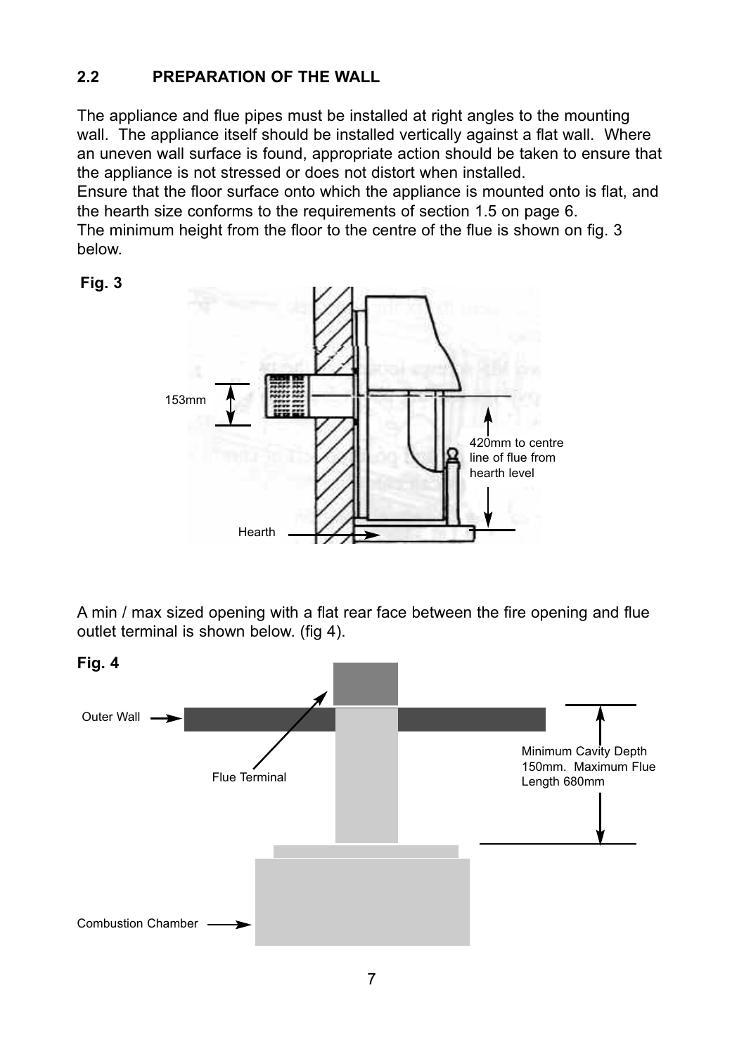## 2.2 PREPARATION OF THE WALL

The appliance and flue pipes must be installed at right angles to the mounting wall. The appliance itself should be installed vertically against a flat wall. Where an uneven wall surface is found, appropriate action should be taken to ensure that the appliance is not stressed or does not distort when installed.
Ensure that the floor surface onto which the appliance is mounted onto is flat, and the hearth size conforms to the requirements of section 1.5 on page 6.
The minimum height from the floor to the centre of the flue is shown on fig. 3 below.

**Fig. 3**

153mm

420mm to centre line of flue from hearth level

Hearth

A min / max sized opening with a flat rear face between the fire opening and flue outlet terminal is shown below. (fig 4).

**Fig. 4**

Outer Wall

Flue Terminal

Minimum Cavity Depth 150mm. Maximum Flue Length 680mm

Combustion Chamber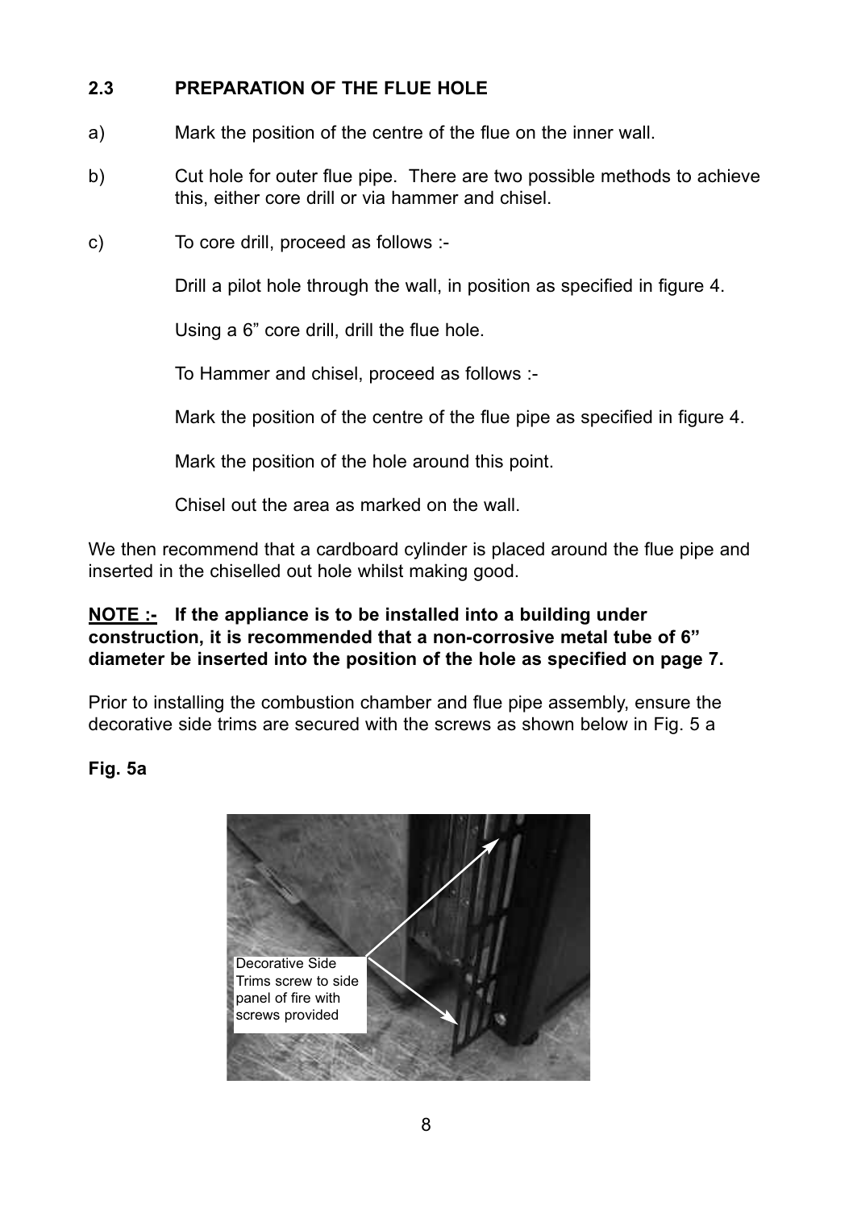## 2.3 PREPARATION OF THE FLUE HOLE

a) Mark the position of the centre of the flue on the inner wall.

b) Cut hole for outer flue pipe. There are two possible methods to achieve this, either core drill or via hammer and chisel.

c) To core drill, proceed as follows :-

Drill a pilot hole through the wall, in position as specified in figure 4.

Using a 6” core drill, drill the flue hole.

To Hammer and chisel, proceed as follows :-

Mark the position of the centre of the flue pipe as specified in figure 4.

Mark the position of the hole around this point.

Chisel out the area as marked on the wall.

We then recommend that a cardboard cylinder is placed around the flue pipe and inserted in the chiselled out hole whilst making good.

**<u>NOTE :-</u> If the appliance is to be installed into a building under construction, it is recommended that a non-corrosive metal tube of 6” diameter be inserted into the position of the hole as specified on page 7.**

Prior to installing the combustion chamber and flue pipe assembly, ensure the decorative side trims are secured with the screws as shown below in Fig. 5 a

**Fig. 5a**

Decorative Side Trims screw to side panel of fire with screws provided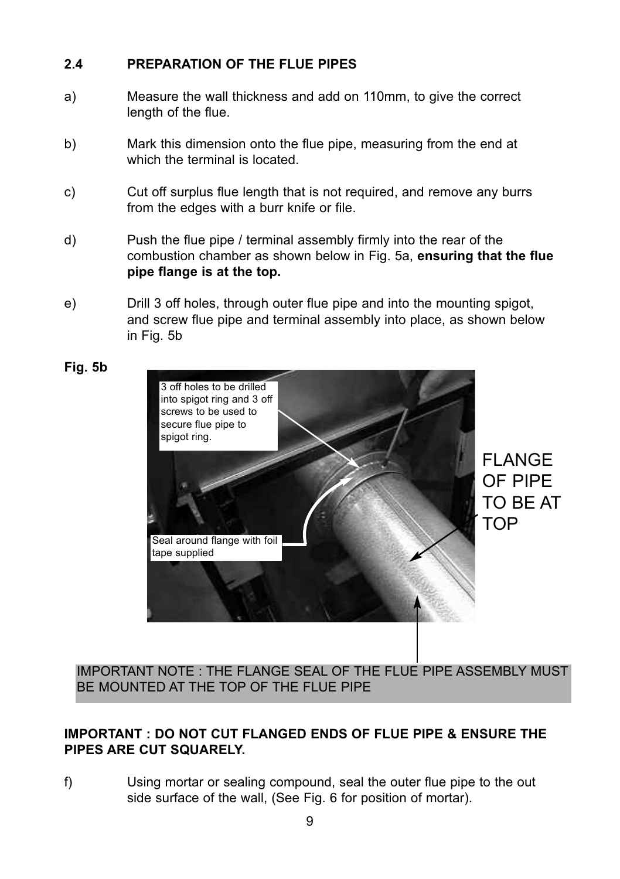## 2.4 PREPARATION OF THE FLUE PIPES

a) Measure the wall thickness and add on 110mm, to give the correct length of the flue.

b) Mark this dimension onto the flue pipe, measuring from the end at which the terminal is located.

c) Cut off surplus flue length that is not required, and remove any burrs from the edges with a burr knife or file.

d) Push the flue pipe / terminal assembly firmly into the rear of the combustion chamber as shown below in Fig. 5a, **ensuring that the flue pipe flange is at the top.**

e) Drill 3 off holes, through outer flue pipe and into the mounting spigot, and screw flue pipe and terminal assembly into place, as shown below in Fig. 5b

**Fig. 5b**

3 off holes to be drilled into spigot ring and 3 off screws to be used to secure flue pipe to spigot ring.

Seal around flange with foil tape supplied

FLANGE OF PIPE TO BE AT TOP

IMPORTANT NOTE : THE FLANGE SEAL OF THE FLUE PIPE ASSEMBLY MUST BE MOUNTED AT THE TOP OF THE FLUE PIPE

**IMPORTANT : DO NOT CUT FLANGED ENDS OF FLUE PIPE & ENSURE THE PIPES ARE CUT SQUARELY.**

f) Using mortar or sealing compound, seal the outer flue pipe to the out side surface of the wall, (See Fig. 6 for position of mortar).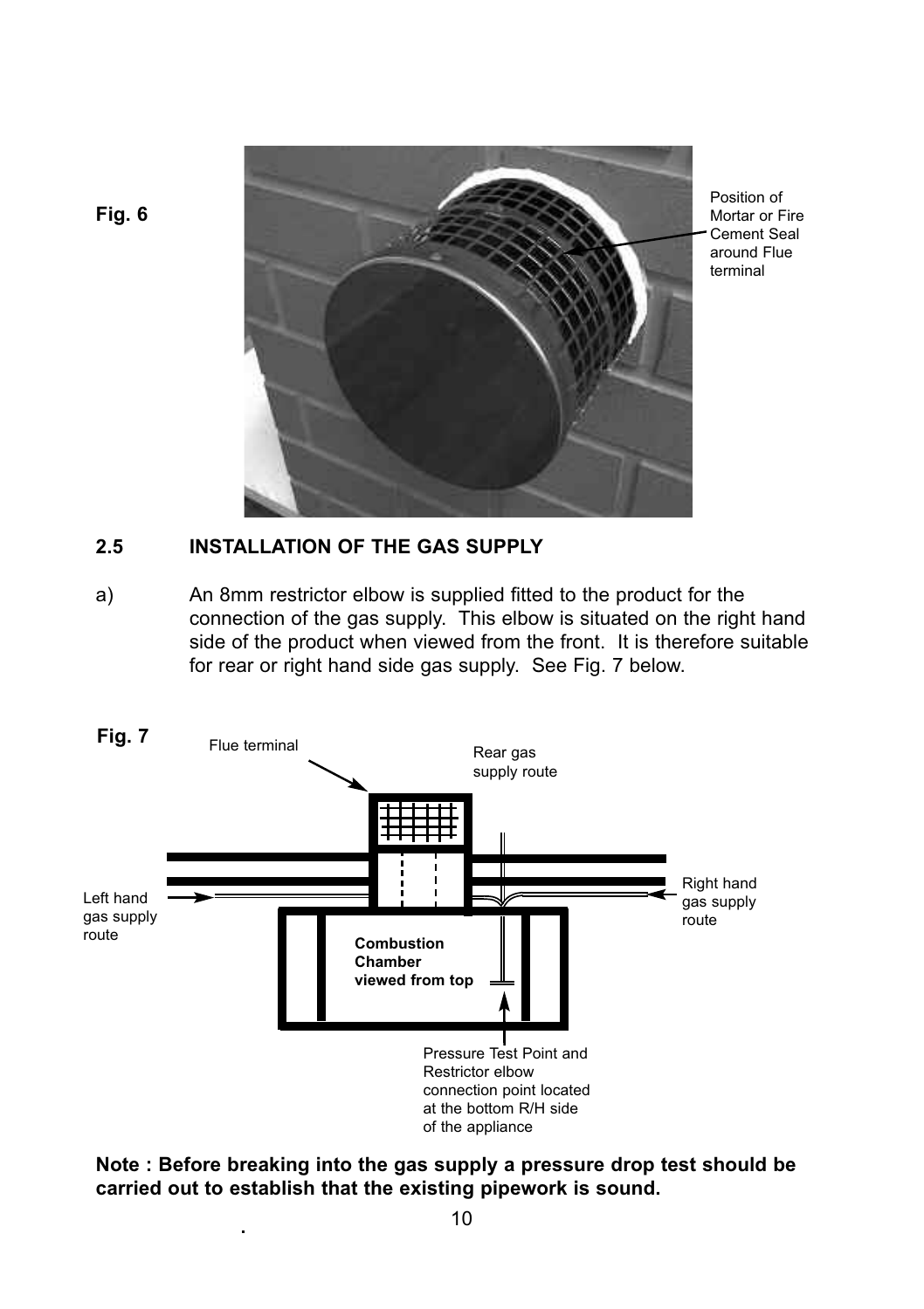**Fig. 6**

Position of Mortar or Fire Cement Seal around Flue terminal

## 2.5 INSTALLATION OF THE GAS SUPPLY

a) An 8mm restrictor elbow is supplied fitted to the product for the connection of the gas supply. This elbow is situated on the right hand side of the product when viewed from the front. It is therefore suitable for rear or right hand side gas supply. See Fig. 7 below.

**Fig. 7**

Flue terminal

Rear gas supply route

Left hand gas supply route

Right hand gas supply route

**Combustion Chamber viewed from top**

Pressure Test Point and Restrictor elbow connection point located at the bottom R/H side of the appliance

**Note : Before breaking into the gas supply a pressure drop test should be carried out to establish that the existing pipework is sound.**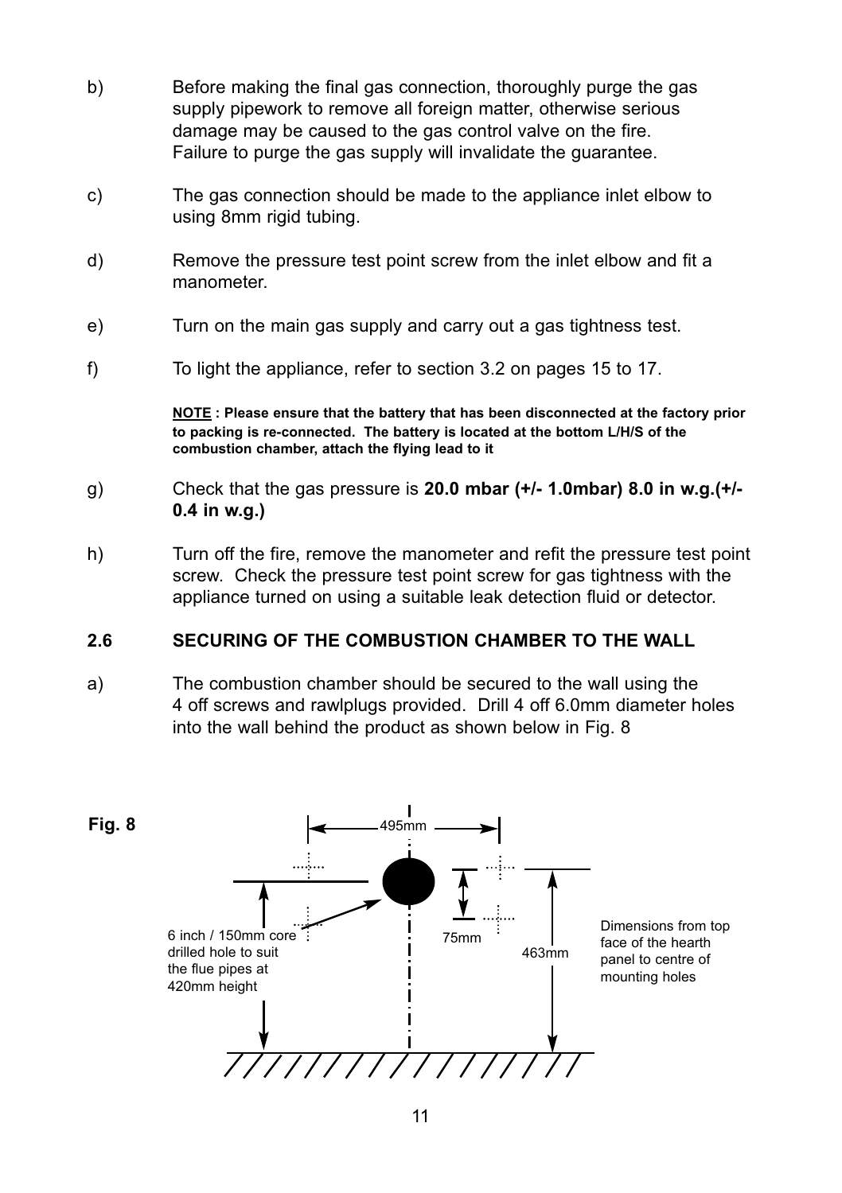b) Before making the final gas connection, thoroughly purge the gas supply pipework to remove all foreign matter, otherwise serious damage may be caused to the gas control valve on the fire. Failure to purge the gas supply will invalidate the guarantee.

c) The gas connection should be made to the appliance inlet elbow to using 8mm rigid tubing.

d) Remove the pressure test point screw from the inlet elbow and fit a manometer.

e) Turn on the main gas supply and carry out a gas tightness test.

f) To light the appliance, refer to section 3.2 on pages 15 to 17.

**<u>NOTE</u> : Please ensure that the battery that has been disconnected at the factory prior to packing is re-connected. The battery is located at the bottom L/H/S of the combustion chamber, attach the flying lead to it**

g) Check that the gas pressure is **20.0 mbar (+/- 1.0mbar) 8.0 in w.g.(+/- 0.4 in w.g.)**

h) Turn off the fire, remove the manometer and refit the pressure test point screw. Check the pressure test point screw for gas tightness with the appliance turned on using a suitable leak detection fluid or detector.

## 2.6 SECURING OF THE COMBUSTION CHAMBER TO THE WALL

a) The combustion chamber should be secured to the wall using the 4 off screws and rawlplugs provided. Drill 4 off 6.0mm diameter holes into the wall behind the product as shown below in Fig. 8

**Fig. 8**

495mm

75mm

463mm

6 inch / 150mm core drilled hole to suit the flue pipes at 420mm height

Dimensions from top face of the hearth panel to centre of mounting holes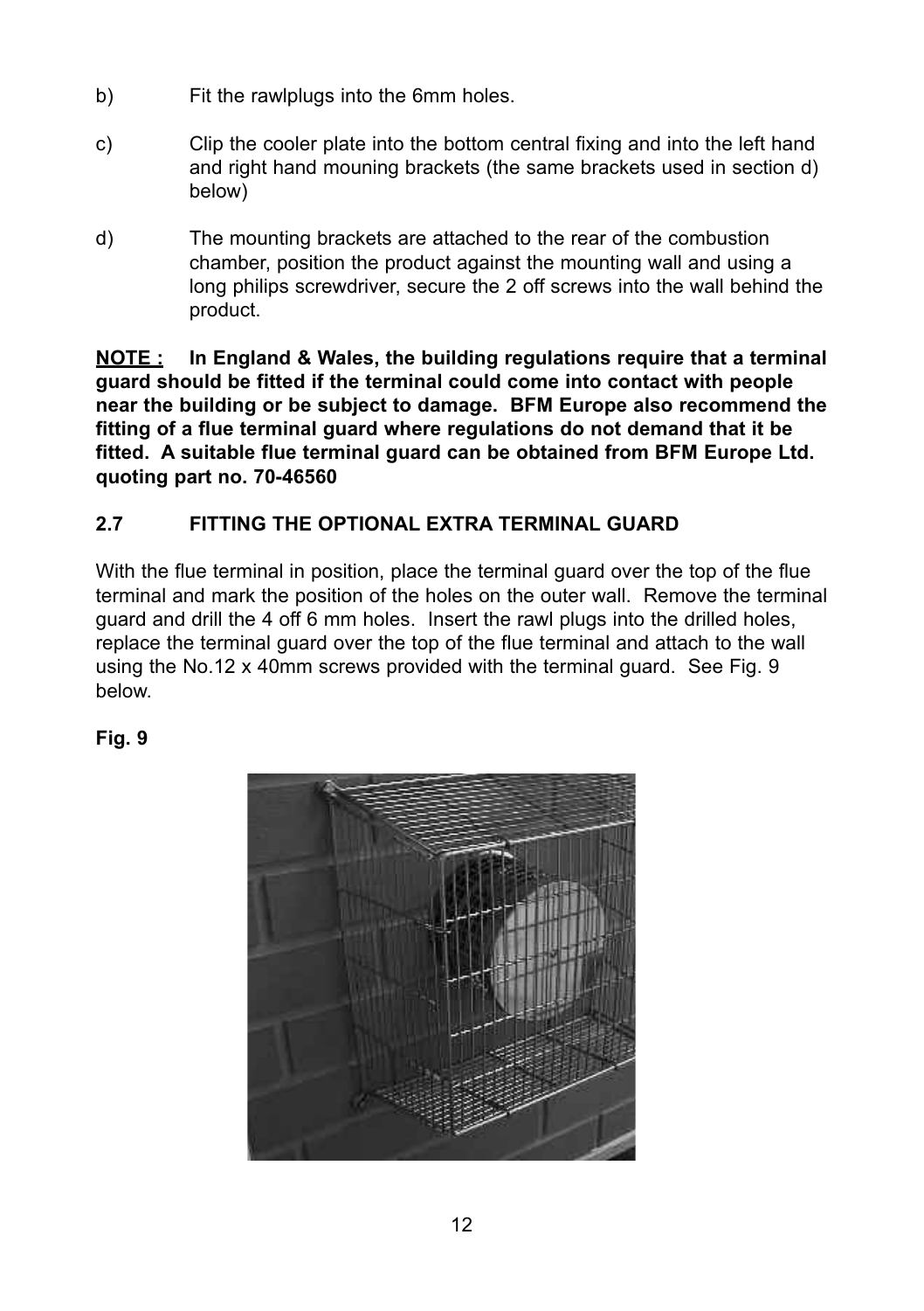b) Fit the rawlplugs into the 6mm holes.

c) Clip the cooler plate into the bottom central fixing and into the left hand and right hand mouning brackets (the same brackets used in section d) below)

d) The mounting brackets are attached to the rear of the combustion chamber, position the product against the mounting wall and using a long philips screwdriver, secure the 2 off screws into the wall behind the product.

**NOTE : In England & Wales, the building regulations require that a terminal guard should be fitted if the terminal could come into contact with people near the building or be subject to damage. BFM Europe also recommend the fitting of a flue terminal guard where regulations do not demand that it be fitted. A suitable flue terminal guard can be obtained from BFM Europe Ltd. quoting part no. 70-46560**

## 2.7 FITTING THE OPTIONAL EXTRA TERMINAL GUARD

With the flue terminal in position, place the terminal guard over the top of the flue terminal and mark the position of the holes on the outer wall. Remove the terminal guard and drill the 4 off 6 mm holes. Insert the rawl plugs into the drilled holes, replace the terminal guard over the top of the flue terminal and attach to the wall using the No.12 x 40mm screws provided with the terminal guard. See Fig. 9 below.

**Fig. 9**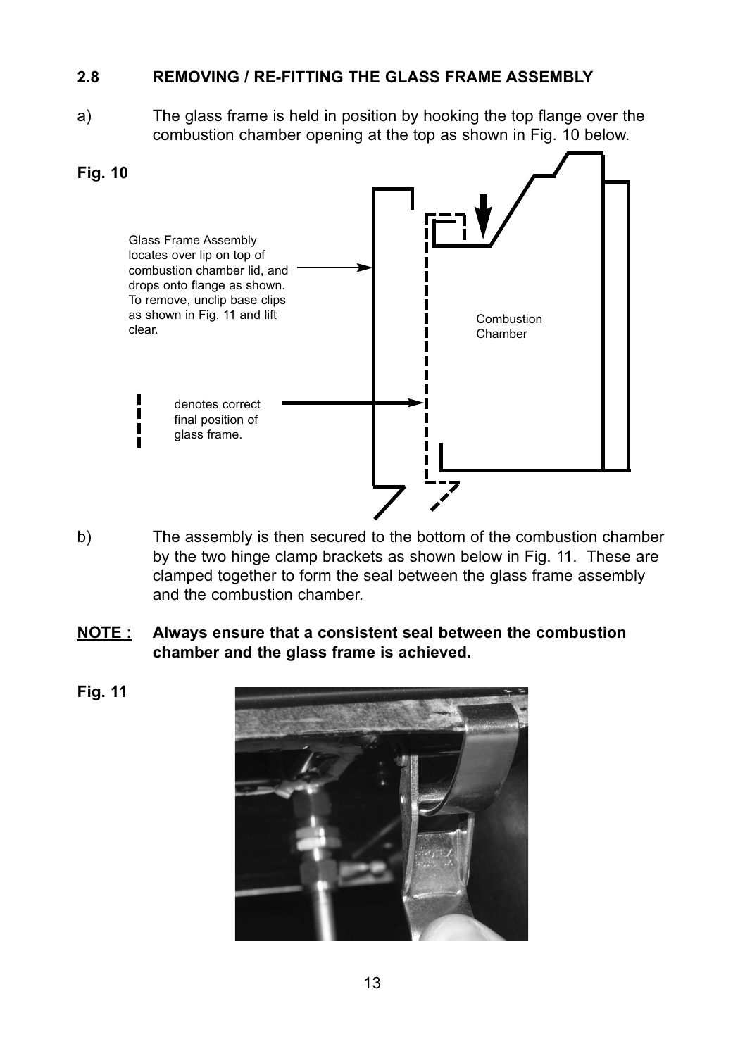## 2.8 REMOVING / RE-FITTING THE GLASS FRAME ASSEMBLY

a) The glass frame is held in position by hooking the top flange over the combustion chamber opening at the top as shown in Fig. 10 below.

**Fig. 10**

Glass Frame Assembly locates over lip on top of combustion chamber lid, and drops onto flange as shown. To remove, unclip base clips as shown in Fig. 11 and lift clear.

denotes correct final position of glass frame.

Combustion Chamber

b) The assembly is then secured to the bottom of the combustion chamber by the two hinge clamp brackets as shown below in Fig. 11. These are clamped together to form the seal between the glass frame assembly and the combustion chamber.

**NOTE : Always ensure that a consistent seal between the combustion chamber and the glass frame is achieved.**

**Fig. 11**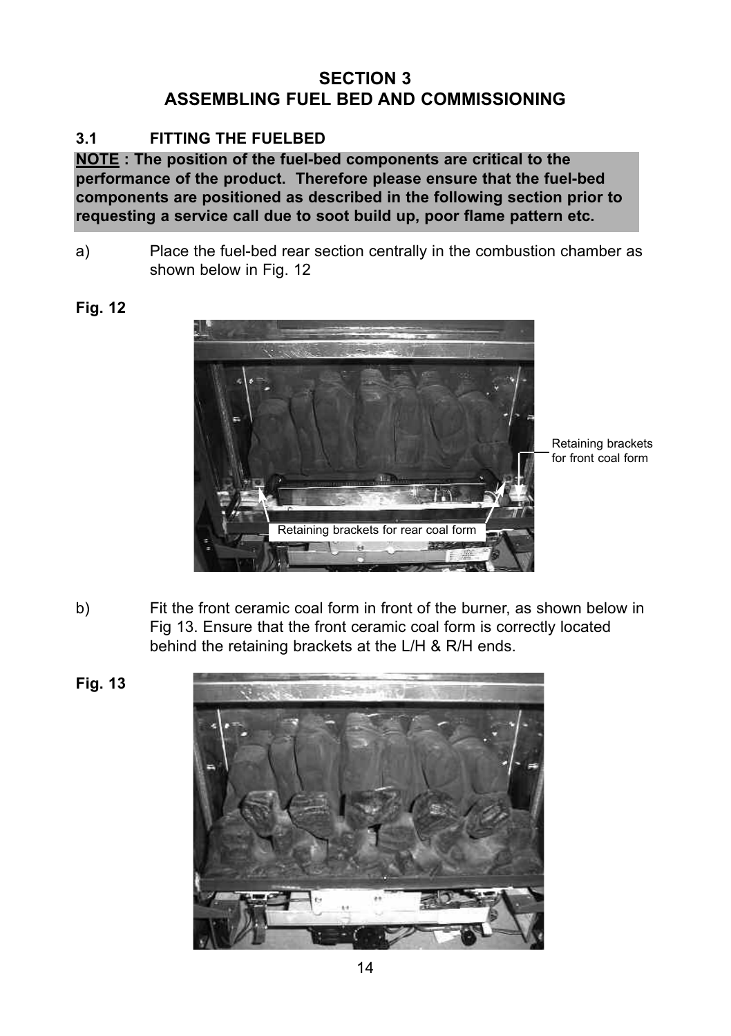## SECTION 3
## ASSEMBLING FUEL BED AND COMMISSIONING

### 3.1 FITTING THE FUELBED

**<u>NOTE</u> : The position of the fuel-bed components are critical to the performance of the product. Therefore please ensure that the fuel-bed components are positioned as described in the following section prior to requesting a service call due to soot build up, poor flame pattern etc.**

a) Place the fuel-bed rear section centrally in the combustion chamber as shown below in Fig. 12

**Fig. 12**

Retaining brackets for front coal form

Retaining brackets for rear coal form

b) Fit the front ceramic coal form in front of the burner, as shown below in Fig 13. Ensure that the front ceramic coal form is correctly located behind the retaining brackets at the L/H & R/H ends.

**Fig. 13**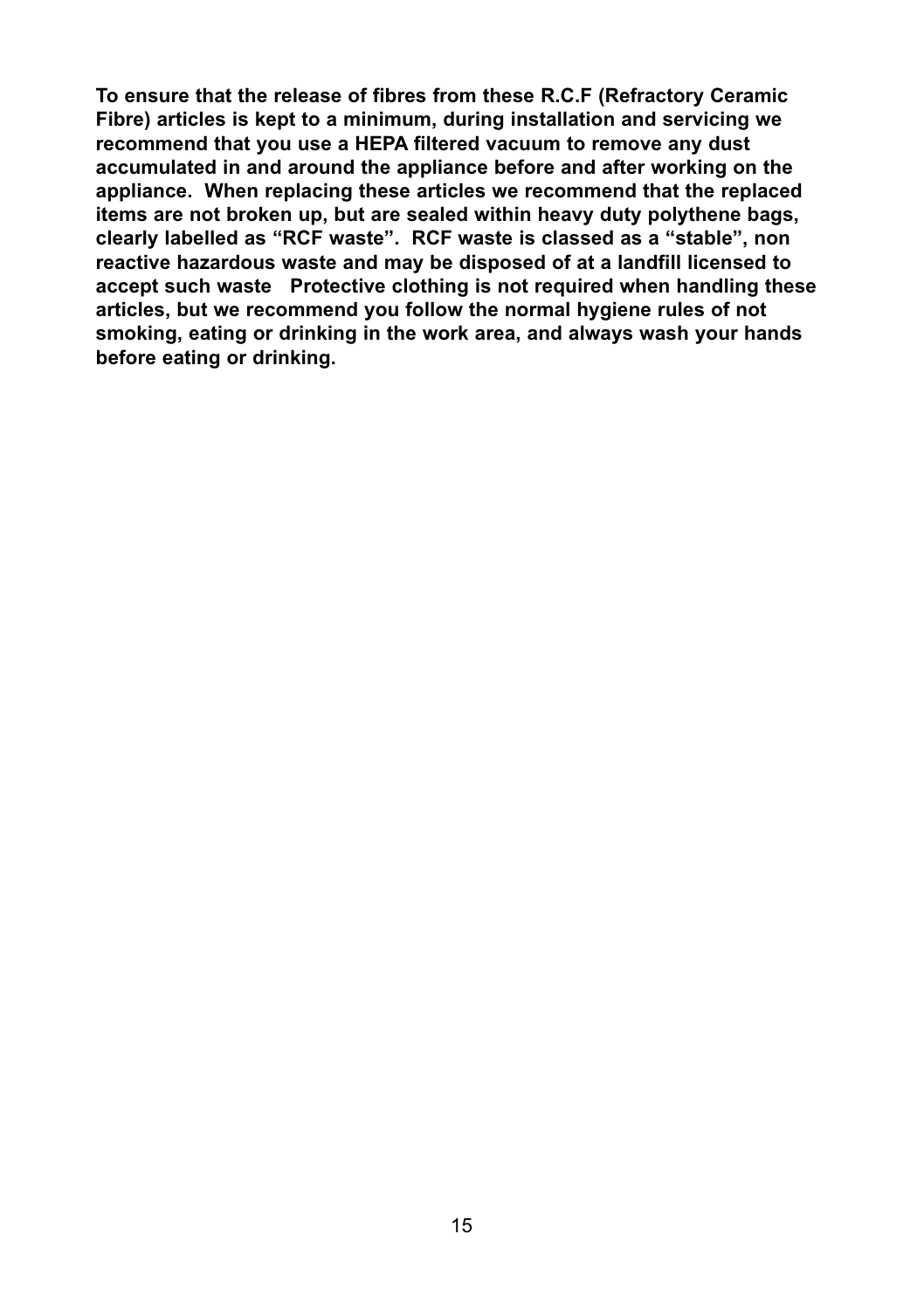**To ensure that the release of fibres from these R.C.F (Refractory Ceramic Fibre) articles is kept to a minimum, during installation and servicing we recommend that you use a HEPA filtered vacuum to remove any dust accumulated in and around the appliance before and after working on the appliance. When replacing these articles we recommend that the replaced items are not broken up, but are sealed within heavy duty polythene bags, clearly labelled as "RCF waste". RCF waste is classed as a "stable", non reactive hazardous waste and may be disposed of at a landfill licensed to accept such waste Protective clothing is not required when handling these articles, but we recommend you follow the normal hygiene rules of not smoking, eating or drinking in the work area, and always wash your hands before eating or drinking.**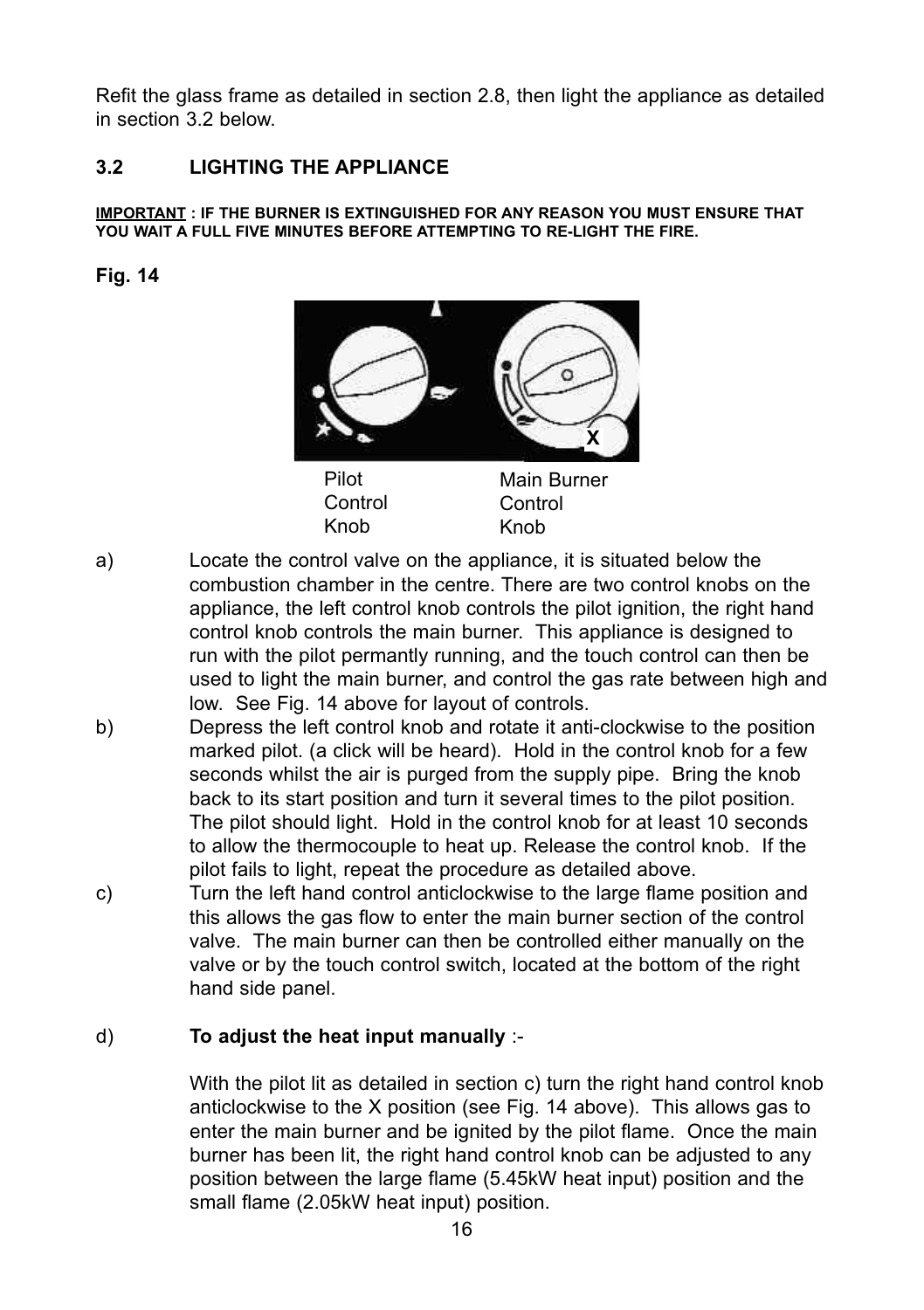Refit the glass frame as detailed in section 2.8, then light the appliance as detailed in section 3.2 below.

## 3.2 LIGHTING THE APPLIANCE

**IMPORTANT : IF THE BURNER IS EXTINGUISHED FOR ANY REASON YOU MUST ENSURE THAT YOU WAIT A FULL FIVE MINUTES BEFORE ATTEMPTING TO RE-LIGHT THE FIRE.**

**Fig. 14**

X

Pilot Control Knob

Main Burner Control Knob

a) Locate the control valve on the appliance, it is situated below the combustion chamber in the centre. There are two control knobs on the appliance, the left control knob controls the pilot ignition, the right hand control knob controls the main burner. This appliance is designed to run with the pilot permantly running, and the touch control can then be used to light the main burner, and control the gas rate between high and low. See Fig. 14 above for layout of controls.

b) Depress the left control knob and rotate it anti-clockwise to the position marked pilot. (a click will be heard). Hold in the control knob for a few seconds whilst the air is purged from the supply pipe. Bring the knob back to its start position and turn it several times to the pilot position. The pilot should light. Hold in the control knob for at least 10 seconds to allow the thermocouple to heat up. Release the control knob. If the pilot fails to light, repeat the procedure as detailed above.

c) Turn the left hand control anticlockwise to the large flame position and this allows the gas flow to enter the main burner section of the control valve. The main burner can then be controlled either manually on the valve or by the touch control switch, located at the bottom of the right hand side panel.

d) **To adjust the heat input manually** :-

With the pilot lit as detailed in section c) turn the right hand control knob anticlockwise to the X position (see Fig. 14 above). This allows gas to enter the main burner and be ignited by the pilot flame. Once the main burner has been lit, the right hand control knob can be adjusted to any position between the large flame (5.45kW heat input) position and the small flame (2.05kW heat input) position.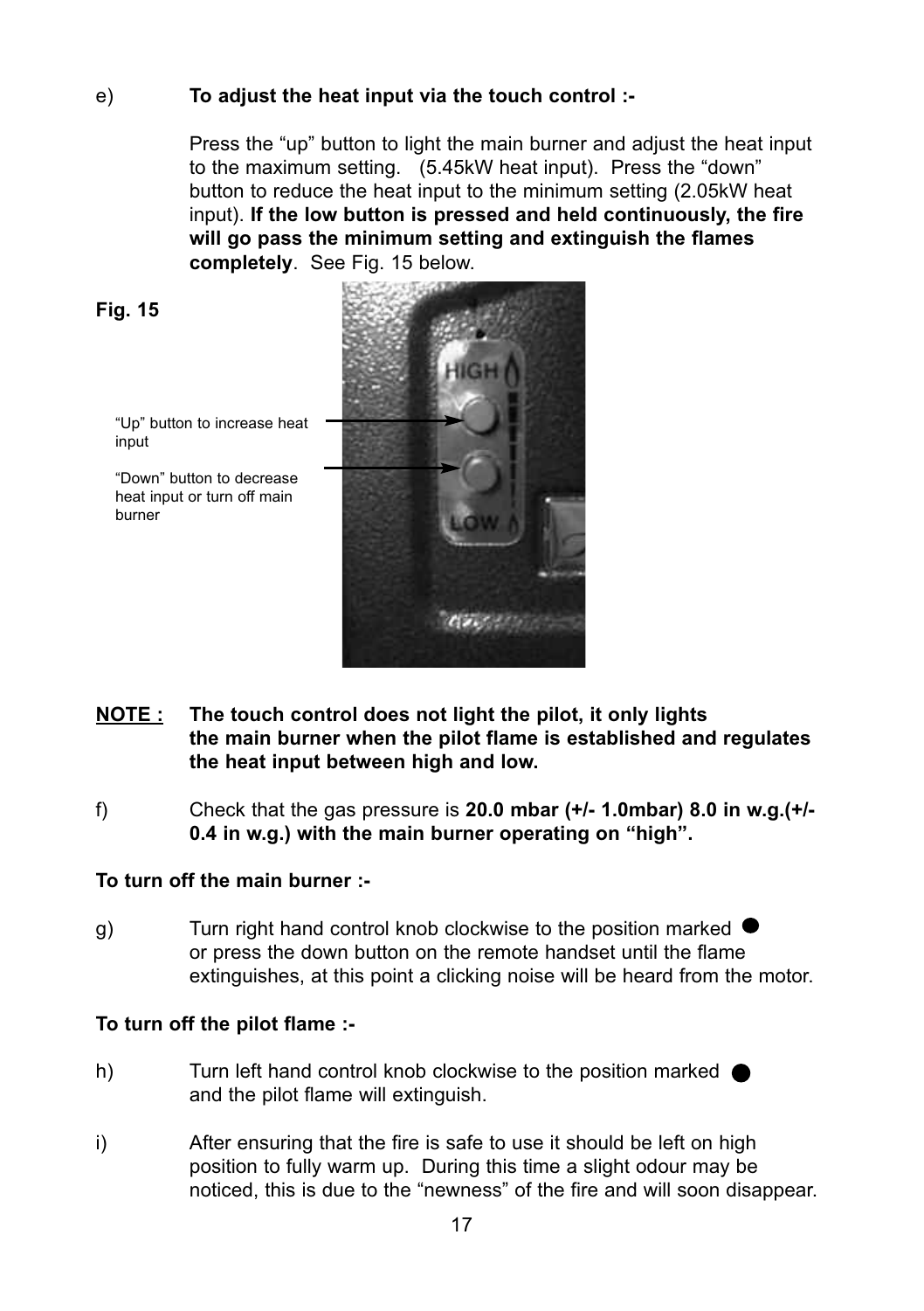e) **To adjust the heat input via the touch control :-**

Press the "up" button to light the main burner and adjust the heat input to the maximum setting. (5.45kW heat input). Press the "down" button to reduce the heat input to the minimum setting (2.05kW heat input). **If the low button is pressed and held continuously, the fire will go pass the minimum setting and extinguish the flames completely**. See Fig. 15 below.

**Fig. 15**

"Up" button to increase heat input

"Down" button to decrease heat input or turn off main burner

**NOTE :** **The touch control does not light the pilot, it only lights the main burner when the pilot flame is established and regulates the heat input between high and low.**

f) Check that the gas pressure is **20.0 mbar (+/- 1.0mbar) 8.0 in w.g.(+/- 0.4 in w.g.) with the main burner operating on "high".**

**To turn off the main burner :-**

g) Turn right hand control knob clockwise to the position marked ● or press the down button on the remote handset until the flame extinguishes, at this point a clicking noise will be heard from the motor.

**To turn off the pilot flame :-**

h) Turn left hand control knob clockwise to the position marked ● and the pilot flame will extinguish.

i) After ensuring that the fire is safe to use it should be left on high position to fully warm up. During this time a slight odour may be noticed, this is due to the "newness" of the fire and will soon disappear.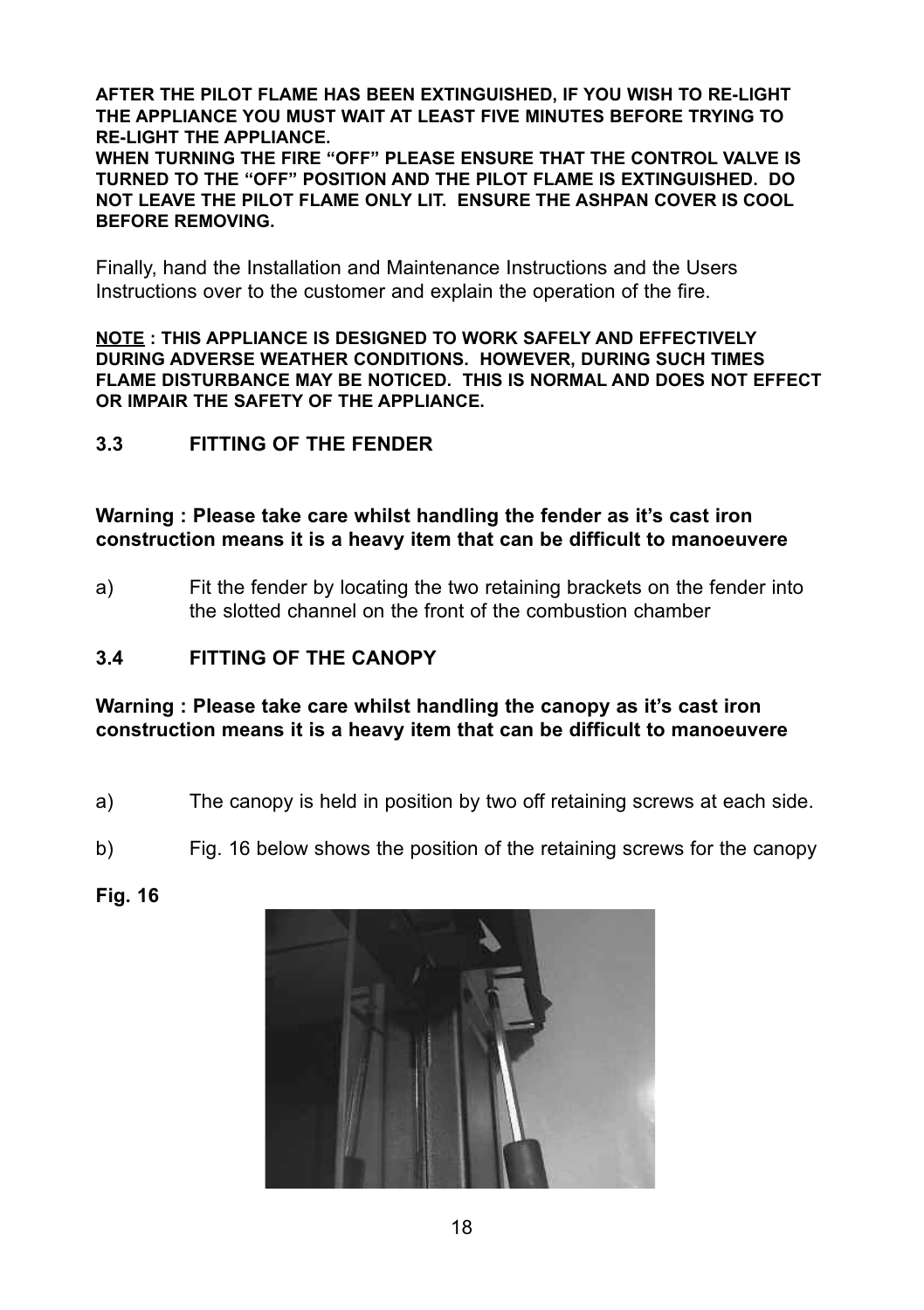**AFTER THE PILOT FLAME HAS BEEN EXTINGUISHED, IF YOU WISH TO RE-LIGHT THE APPLIANCE YOU MUST WAIT AT LEAST FIVE MINUTES BEFORE TRYING TO RE-LIGHT THE APPLIANCE.**
**WHEN TURNING THE FIRE "OFF" PLEASE ENSURE THAT THE CONTROL VALVE IS TURNED TO THE "OFF" POSITION AND THE PILOT FLAME IS EXTINGUISHED. DO NOT LEAVE THE PILOT FLAME ONLY LIT. ENSURE THE ASHPAN COVER IS COOL BEFORE REMOVING.**

Finally, hand the Installation and Maintenance Instructions and the Users Instructions over to the customer and explain the operation of the fire.

**<u>NOTE</u> : THIS APPLIANCE IS DESIGNED TO WORK SAFELY AND EFFECTIVELY DURING ADVERSE WEATHER CONDITIONS. HOWEVER, DURING SUCH TIMES FLAME DISTURBANCE MAY BE NOTICED. THIS IS NORMAL AND DOES NOT EFFECT OR IMPAIR THE SAFETY OF THE APPLIANCE.**

### 3.3 FITTING OF THE FENDER

**Warning : Please take care whilst handling the fender as it's cast iron construction means it is a heavy item that can be difficult to manoeuvere**

a) Fit the fender by locating the two retaining brackets on the fender into the slotted channel on the front of the combustion chamber

### 3.4 FITTING OF THE CANOPY

**Warning : Please take care whilst handling the canopy as it's cast iron construction means it is a heavy item that can be difficult to manoeuvere**

a) The canopy is held in position by two off retaining screws at each side.

b) Fig. 16 below shows the position of the retaining screws for the canopy

**Fig. 16**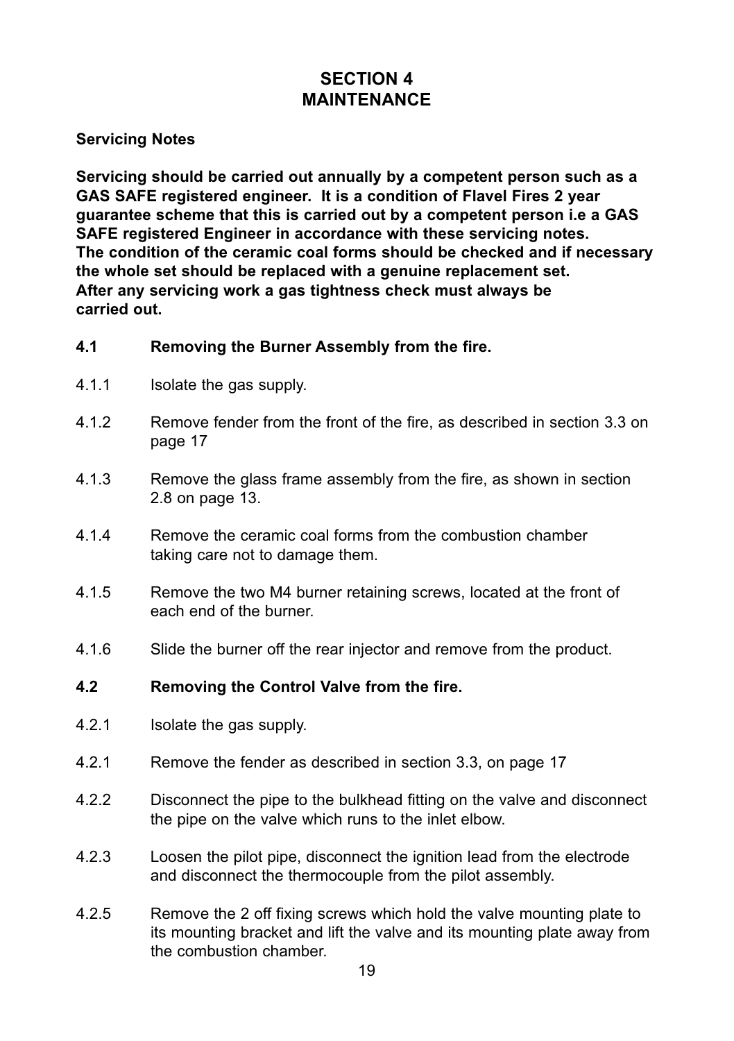## SECTION 4
## MAINTENANCE

**Servicing Notes**

**Servicing should be carried out annually by a competent person such as a GAS SAFE registered engineer. It is a condition of Flavel Fires 2 year guarantee scheme that this is carried out by a competent person i.e a GAS SAFE registered Engineer in accordance with these servicing notes.
The condition of the ceramic coal forms should be checked and if necessary the whole set should be replaced with a genuine replacement set.
After any servicing work a gas tightness check must always be carried out.**

### 4.1 Removing the Burner Assembly from the fire.

4.1.1 Isolate the gas supply.

4.1.2 Remove fender from the front of the fire, as described in section 3.3 on page 17

4.1.3 Remove the glass frame assembly from the fire, as shown in section 2.8 on page 13.

4.1.4 Remove the ceramic coal forms from the combustion chamber taking care not to damage them.

4.1.5 Remove the two M4 burner retaining screws, located at the front of each end of the burner.

4.1.6 Slide the burner off the rear injector and remove from the product.

### 4.2 Removing the Control Valve from the fire.

4.2.1 Isolate the gas supply.

4.2.1 Remove the fender as described in section 3.3, on page 17

4.2.2 Disconnect the pipe to the bulkhead fitting on the valve and disconnect the pipe on the valve which runs to the inlet elbow.

4.2.3 Loosen the pilot pipe, disconnect the ignition lead from the electrode and disconnect the thermocouple from the pilot assembly.

4.2.5 Remove the 2 off fixing screws which hold the valve mounting plate to its mounting bracket and lift the valve and its mounting plate away from the combustion chamber.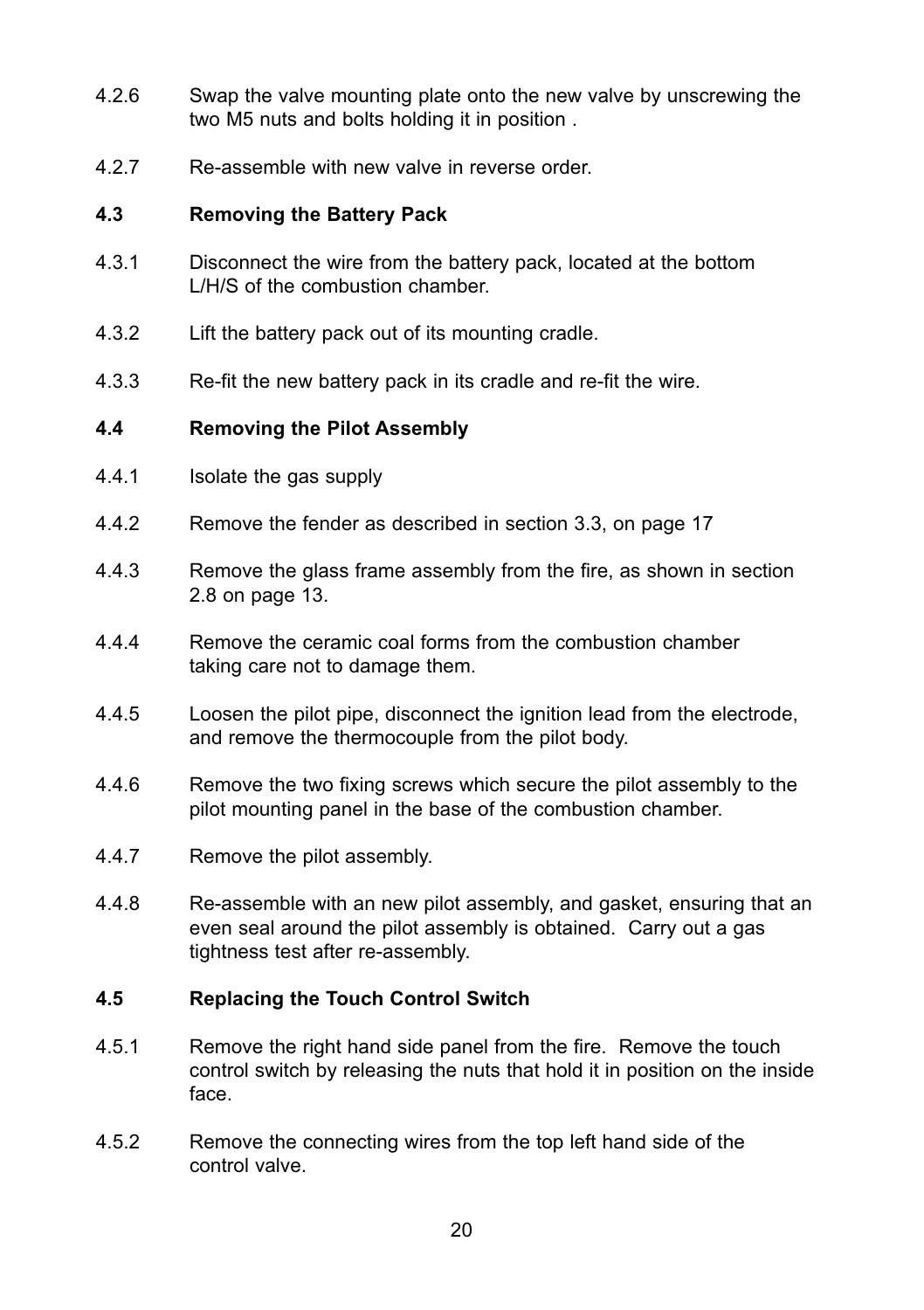4.2.6 Swap the valve mounting plate onto the new valve by unscrewing the two M5 nuts and bolts holding it in position .

4.2.7 Re-assemble with new valve in reverse order.

## 4.3 Removing the Battery Pack

4.3.1 Disconnect the wire from the battery pack, located at the bottom L/H/S of the combustion chamber.

4.3.2 Lift the battery pack out of its mounting cradle.

4.3.3 Re-fit the new battery pack in its cradle and re-fit the wire.

## 4.4 Removing the Pilot Assembly

4.4.1 Isolate the gas supply

4.4.2 Remove the fender as described in section 3.3, on page 17

4.4.3 Remove the glass frame assembly from the fire, as shown in section 2.8 on page 13.

4.4.4 Remove the ceramic coal forms from the combustion chamber taking care not to damage them.

4.4.5 Loosen the pilot pipe, disconnect the ignition lead from the electrode, and remove the thermocouple from the pilot body.

4.4.6 Remove the two fixing screws which secure the pilot assembly to the pilot mounting panel in the base of the combustion chamber.

4.4.7 Remove the pilot assembly.

4.4.8 Re-assemble with an new pilot assembly, and gasket, ensuring that an even seal around the pilot assembly is obtained. Carry out a gas tightness test after re-assembly.

## 4.5 Replacing the Touch Control Switch

4.5.1 Remove the right hand side panel from the fire. Remove the touch control switch by releasing the nuts that hold it in position on the inside face.

4.5.2 Remove the connecting wires from the top left hand side of the control valve.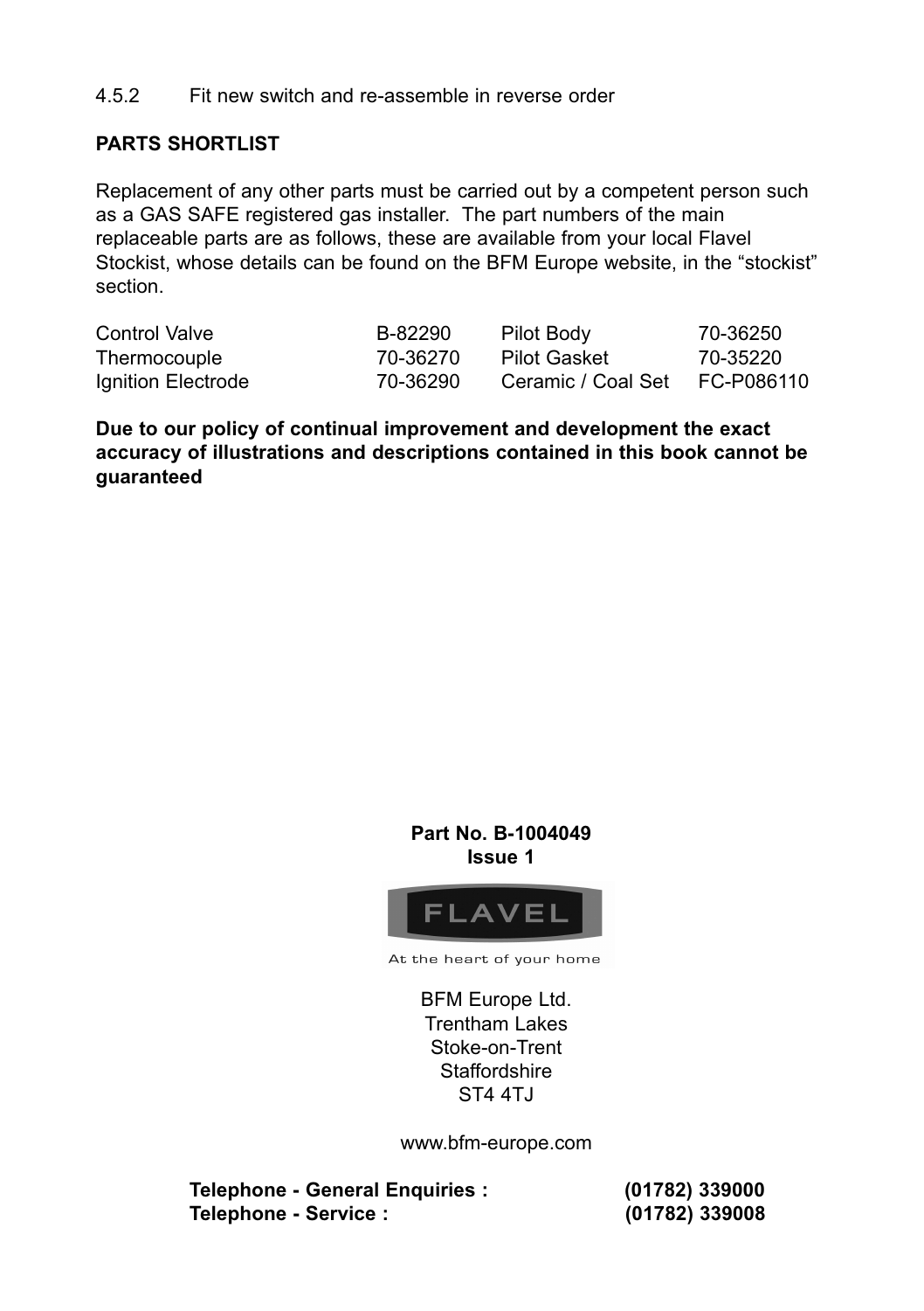4.5.2 Fit new switch and re-assemble in reverse order

**PARTS SHORTLIST**

Replacement of any other parts must be carried out by a competent person such as a GAS SAFE registered gas installer. The part numbers of the main replaceable parts are as follows, these are available from your local Flavel Stockist, whose details can be found on the BFM Europe website, in the “stockist” section.

| | | | |
|---|---|---|---|
| Control Valve | B-82290 | Pilot Body | 70-36250 |
| Thermocouple | 70-36270 | Pilot Gasket | 70-35220 |
| Ignition Electrode | 70-36290 | Ceramic / Coal Set | FC-P086110 |

**Due to our policy of continual improvement and development the exact accuracy of illustrations and descriptions contained in this book cannot be guaranteed**

**Part No. B-1004049**
**Issue 1**

FLAVEL

At the heart of your home

BFM Europe Ltd.
Trentham Lakes
Stoke-on-Trent
Staffordshire
ST4 4TJ

www.bfm-europe.com

**Telephone - General Enquiries : (01782) 339000**
**Telephone - Service : (01782) 339008**